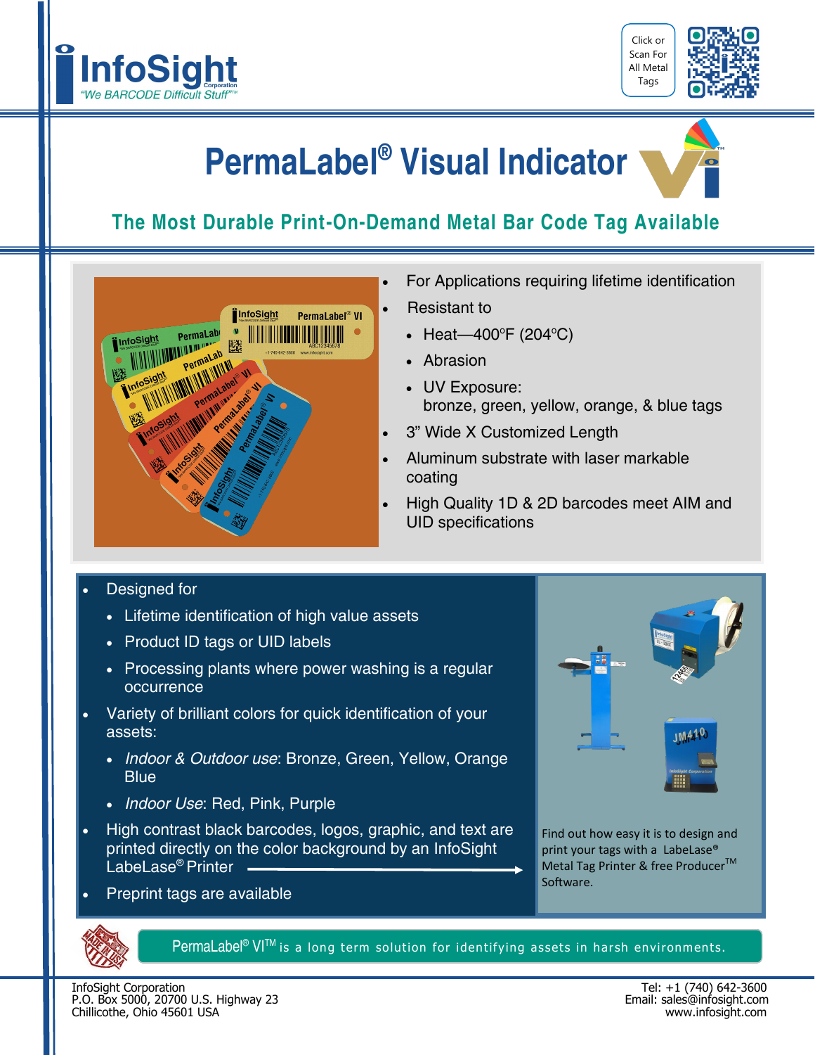InfoSight Corporation

"We BARCODE Difficult Stuff"™

Click or Scan For All Metal Tags

# PermaLabel® Visual Indicator

## The Most Durable Print-On-Demand Metal Bar Code Tag Available

- For Applications requiring lifetime identification
- Resistant to
  - Heat—400°F (204°C)
  - Abrasion
  - UV Exposure: bronze, green, yellow, orange, & blue tags
- 3" Wide X Customized Length
- Aluminum substrate with laser markable coating
- High Quality 1D & 2D barcodes meet AIM and UID specifications

- Designed for
  - Lifetime identification of high value assets
  - Product ID tags or UID labels
  - Processing plants where power washing is a regular occurrence
- Variety of brilliant colors for quick identification of your assets:
  - *Indoor & Outdoor use*: Bronze, Green, Yellow, Orange Blue
  - *Indoor Use*: Red, Pink, Purple
- High contrast black barcodes, logos, graphic, and text are printed directly on the color background by an InfoSight LabeLase® Printer
- Preprint tags are available

Find out how easy it is to design and print your tags with a LabeLase® Metal Tag Printer & free Producer™ Software.

PermaLabel® VI™ is a long term solution for identifying assets in harsh environments.

InfoSight Corporation
P.O. Box 5000, 20700 U.S. Highway 23
Chillicothe, Ohio 45601 USA

Tel: +1 (740) 642-3600
Email: sales@infosight.com
www.infosight.com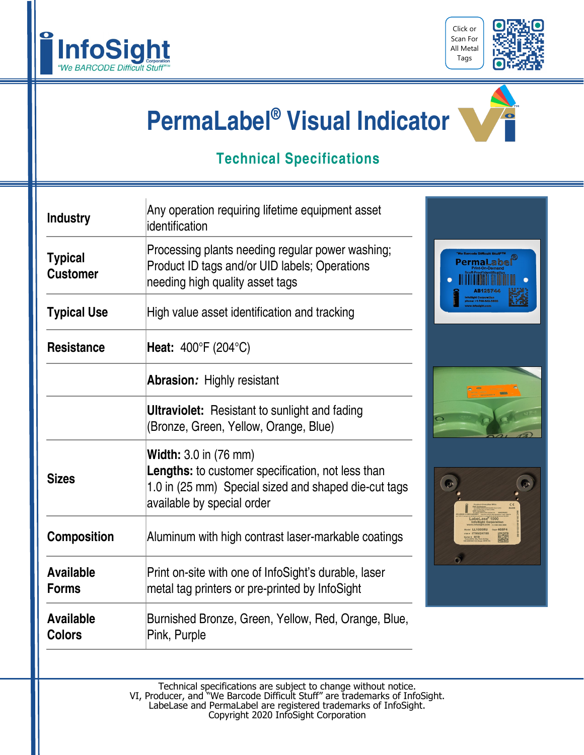InfoSight Corporation
"We BARCODE Difficult Stuff"™

Click or Scan For All Metal Tags

# PermaLabel® Visual Indicator

## Technical Specifications

| | |
|---|---|
| **Industry** | Any operation requiring lifetime equipment asset identification |
| **Typical Customer** | Processing plants needing regular power washing; Product ID tags and/or UID labels; Operations needing high quality asset tags |
| **Typical Use** | High value asset identification and tracking |
| **Resistance** | **Heat:** 400°F (204°C) |
| | **Abrasion***:* Highly resistant |
| | **Ultraviolet:** Resistant to sunlight and fading (Bronze, Green, Yellow, Orange, Blue) |
| **Sizes** | **Width:** 3.0 in (76 mm)<br>**Lengths:** to customer specification, not less than 1.0 in (25 mm) Special sized and shaped die-cut tags available by special order |
| **Composition** | Aluminum with high contrast laser-markable coatings |
| **Available Forms** | Print on-site with one of InfoSight's durable, laser metal tag printers or pre-printed by InfoSight |
| **Available Colors** | Burnished Bronze, Green, Yellow, Red, Orange, Blue, Pink, Purple |

Technical specifications are subject to change without notice.
VI, Producer, and "We Barcode Difficult Stuff" are trademarks of InfoSight.
LabeLase and PermaLabel are registered trademarks of InfoSight.
Copyright 2020 InfoSight Corporation